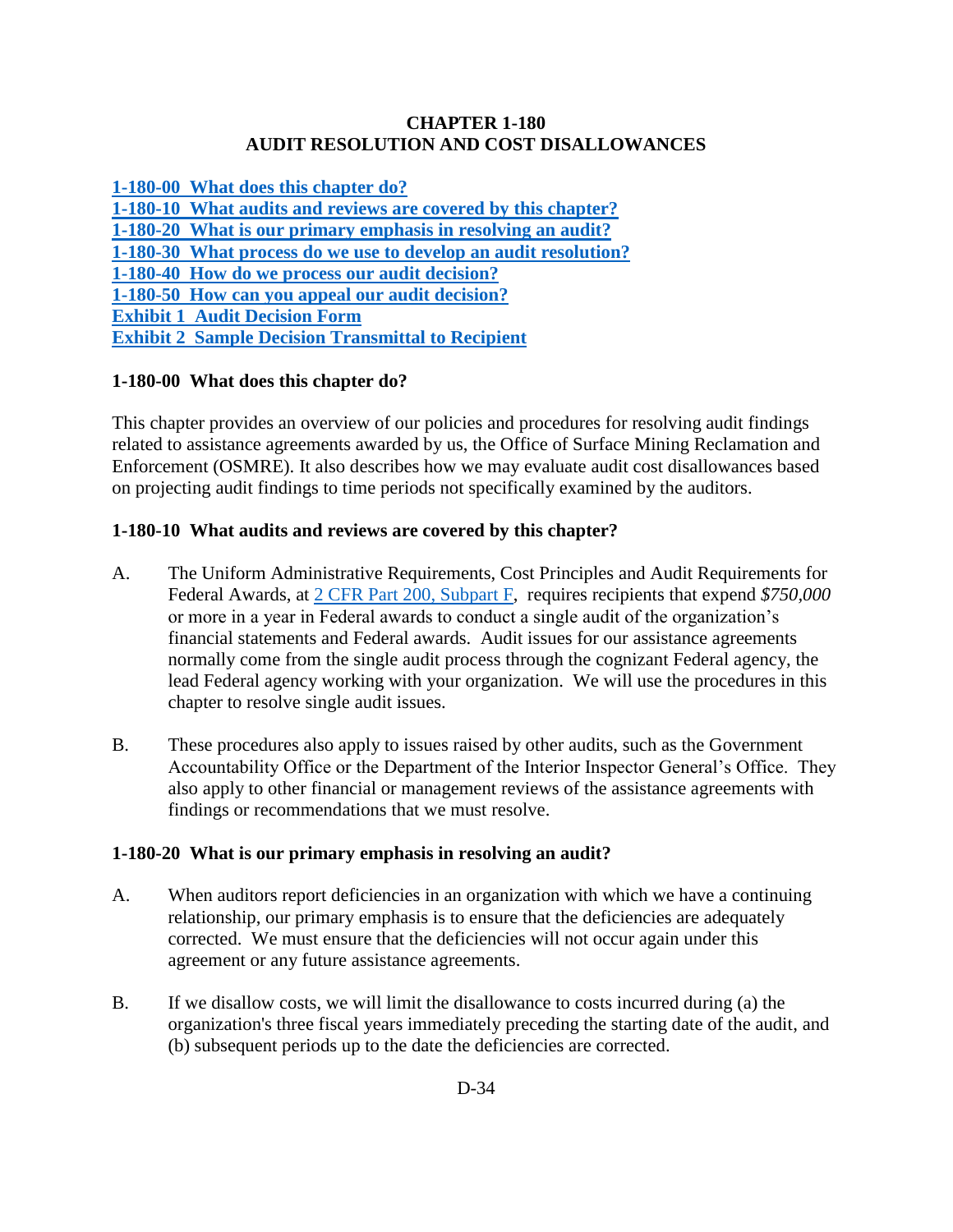# CHAPTER 1-180
# AUDIT RESOLUTION AND COST DISALLOWANCES

**1-180-00 What does this chapter do?**
**1-180-10 What audits and reviews are covered by this chapter?**
**1-180-20 What is our primary emphasis in resolving an audit?**
**1-180-30 What process do we use to develop an audit resolution?**
**1-180-40 How do we process our audit decision?**
**1-180-50 How can you appeal our audit decision?**
**Exhibit 1 Audit Decision Form**
**Exhibit 2 Sample Decision Transmittal to Recipient**

## 1-180-00 What does this chapter do?

This chapter provides an overview of our policies and procedures for resolving audit findings related to assistance agreements awarded by us, the Office of Surface Mining Reclamation and Enforcement (OSMRE). It also describes how we may evaluate audit cost disallowances based on projecting audit findings to time periods not specifically examined by the auditors.

## 1-180-10 What audits and reviews are covered by this chapter?

A. The Uniform Administrative Requirements, Cost Principles and Audit Requirements for Federal Awards, at 2 CFR Part 200, Subpart F, requires recipients that expend *$750,000* or more in a year in Federal awards to conduct a single audit of the organization's financial statements and Federal awards. Audit issues for our assistance agreements normally come from the single audit process through the cognizant Federal agency, the lead Federal agency working with your organization. We will use the procedures in this chapter to resolve single audit issues.

B. These procedures also apply to issues raised by other audits, such as the Government Accountability Office or the Department of the Interior Inspector General's Office. They also apply to other financial or management reviews of the assistance agreements with findings or recommendations that we must resolve.

## 1-180-20 What is our primary emphasis in resolving an audit?

A. When auditors report deficiencies in an organization with which we have a continuing relationship, our primary emphasis is to ensure that the deficiencies are adequately corrected. We must ensure that the deficiencies will not occur again under this agreement or any future assistance agreements.

B. If we disallow costs, we will limit the disallowance to costs incurred during (a) the organization's three fiscal years immediately preceding the starting date of the audit, and (b) subsequent periods up to the date the deficiencies are corrected.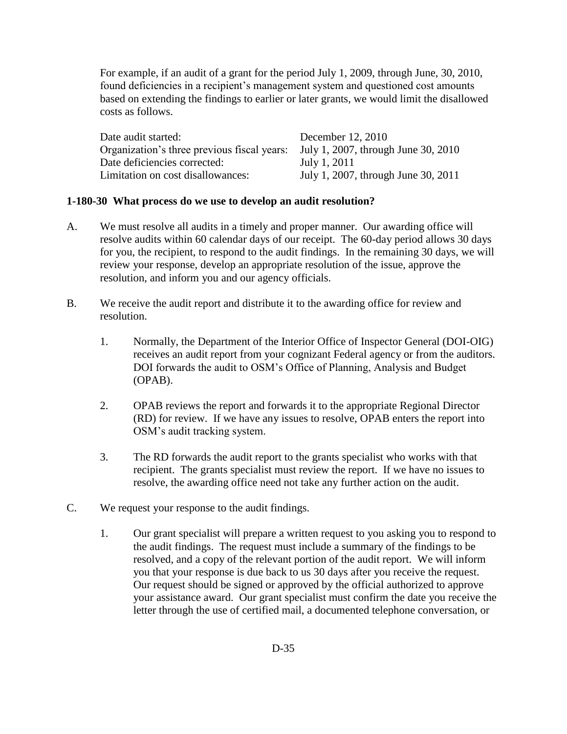For example, if an audit of a grant for the period July 1, 2009, through June, 30, 2010, found deficiencies in a recipient's management system and questioned cost amounts based on extending the findings to earlier or later grants, we would limit the disallowed costs as follows.

| | |
|---|---|
| Date audit started: | December 12, 2010 |
| Organization's three previous fiscal years: | July 1, 2007, through June 30, 2010 |
| Date deficiencies corrected: | July 1, 2011 |
| Limitation on cost disallowances: | July 1, 2007, through June 30, 2011 |

**1-180-30 What process do we use to develop an audit resolution?**

A. We must resolve all audits in a timely and proper manner. Our awarding office will resolve audits within 60 calendar days of our receipt. The 60-day period allows 30 days for you, the recipient, to respond to the audit findings. In the remaining 30 days, we will review your response, develop an appropriate resolution of the issue, approve the resolution, and inform you and our agency officials.

B. We receive the audit report and distribute it to the awarding office for review and resolution.

   1. Normally, the Department of the Interior Office of Inspector General (DOI-OIG) receives an audit report from your cognizant Federal agency or from the auditors. DOI forwards the audit to OSM's Office of Planning, Analysis and Budget (OPAB).

   2. OPAB reviews the report and forwards it to the appropriate Regional Director (RD) for review. If we have any issues to resolve, OPAB enters the report into OSM's audit tracking system.

   3. The RD forwards the audit report to the grants specialist who works with that recipient. The grants specialist must review the report. If we have no issues to resolve, the awarding office need not take any further action on the audit.

C. We request your response to the audit findings.

   1. Our grant specialist will prepare a written request to you asking you to respond to the audit findings. The request must include a summary of the findings to be resolved, and a copy of the relevant portion of the audit report. We will inform you that your response is due back to us 30 days after you receive the request. Our request should be signed or approved by the official authorized to approve your assistance award. Our grant specialist must confirm the date you receive the letter through the use of certified mail, a documented telephone conversation, or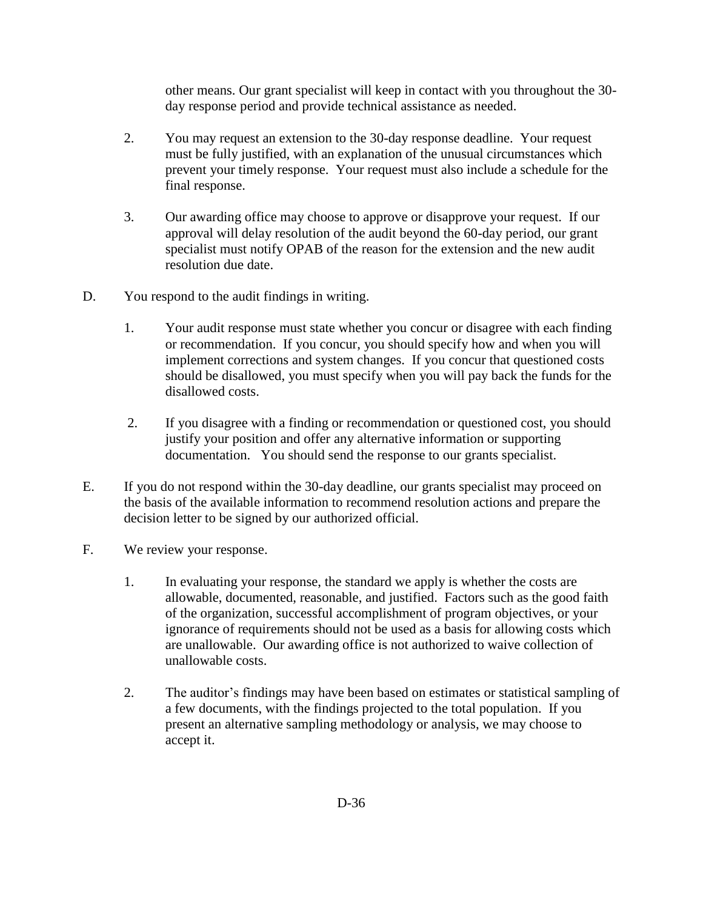other means. Our grant specialist will keep in contact with you throughout the 30-day response period and provide technical assistance as needed.

2. You may request an extension to the 30-day response deadline. Your request must be fully justified, with an explanation of the unusual circumstances which prevent your timely response. Your request must also include a schedule for the final response.

3. Our awarding office may choose to approve or disapprove your request. If our approval will delay resolution of the audit beyond the 60-day period, our grant specialist must notify OPAB of the reason for the extension and the new audit resolution due date.

D. You respond to the audit findings in writing.

1. Your audit response must state whether you concur or disagree with each finding or recommendation. If you concur, you should specify how and when you will implement corrections and system changes. If you concur that questioned costs should be disallowed, you must specify when you will pay back the funds for the disallowed costs.

2. If you disagree with a finding or recommendation or questioned cost, you should justify your position and offer any alternative information or supporting documentation. You should send the response to our grants specialist.

E. If you do not respond within the 30-day deadline, our grants specialist may proceed on the basis of the available information to recommend resolution actions and prepare the decision letter to be signed by our authorized official.

F. We review your response.

1. In evaluating your response, the standard we apply is whether the costs are allowable, documented, reasonable, and justified. Factors such as the good faith of the organization, successful accomplishment of program objectives, or your ignorance of requirements should not be used as a basis for allowing costs which are unallowable. Our awarding office is not authorized to waive collection of unallowable costs.

2. The auditor's findings may have been based on estimates or statistical sampling of a few documents, with the findings projected to the total population. If you present an alternative sampling methodology or analysis, we may choose to accept it.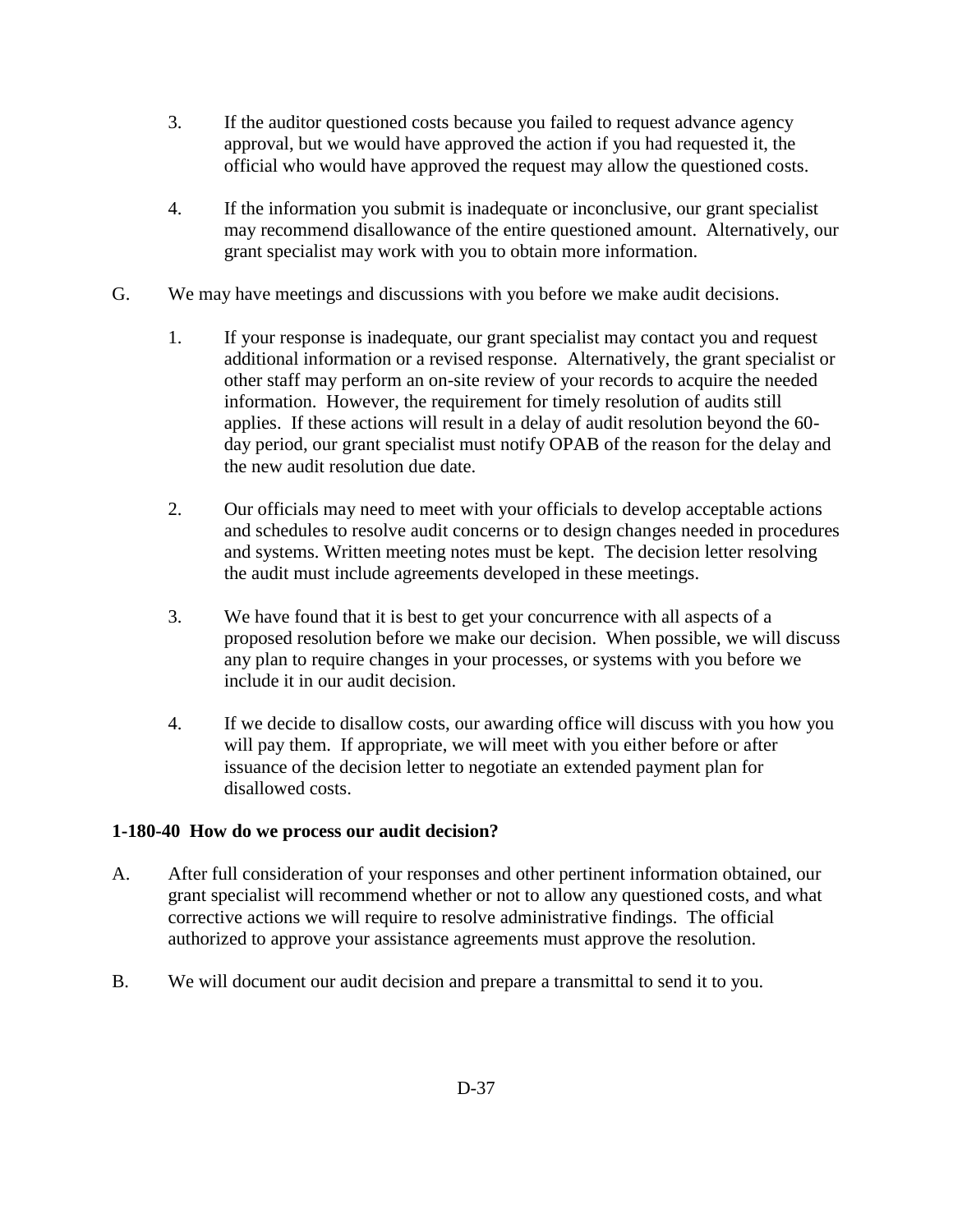3. If the auditor questioned costs because you failed to request advance agency approval, but we would have approved the action if you had requested it, the official who would have approved the request may allow the questioned costs.

4. If the information you submit is inadequate or inconclusive, our grant specialist may recommend disallowance of the entire questioned amount. Alternatively, our grant specialist may work with you to obtain more information.

G. We may have meetings and discussions with you before we make audit decisions.

1. If your response is inadequate, our grant specialist may contact you and request additional information or a revised response. Alternatively, the grant specialist or other staff may perform an on-site review of your records to acquire the needed information. However, the requirement for timely resolution of audits still applies. If these actions will result in a delay of audit resolution beyond the 60-day period, our grant specialist must notify OPAB of the reason for the delay and the new audit resolution due date.

2. Our officials may need to meet with your officials to develop acceptable actions and schedules to resolve audit concerns or to design changes needed in procedures and systems. Written meeting notes must be kept. The decision letter resolving the audit must include agreements developed in these meetings.

3. We have found that it is best to get your concurrence with all aspects of a proposed resolution before we make our decision. When possible, we will discuss any plan to require changes in your processes, or systems with you before we include it in our audit decision.

4. If we decide to disallow costs, our awarding office will discuss with you how you will pay them. If appropriate, we will meet with you either before or after issuance of the decision letter to negotiate an extended payment plan for disallowed costs.

**1-180-40 How do we process our audit decision?**

A. After full consideration of your responses and other pertinent information obtained, our grant specialist will recommend whether or not to allow any questioned costs, and what corrective actions we will require to resolve administrative findings. The official authorized to approve your assistance agreements must approve the resolution.

B. We will document our audit decision and prepare a transmittal to send it to you.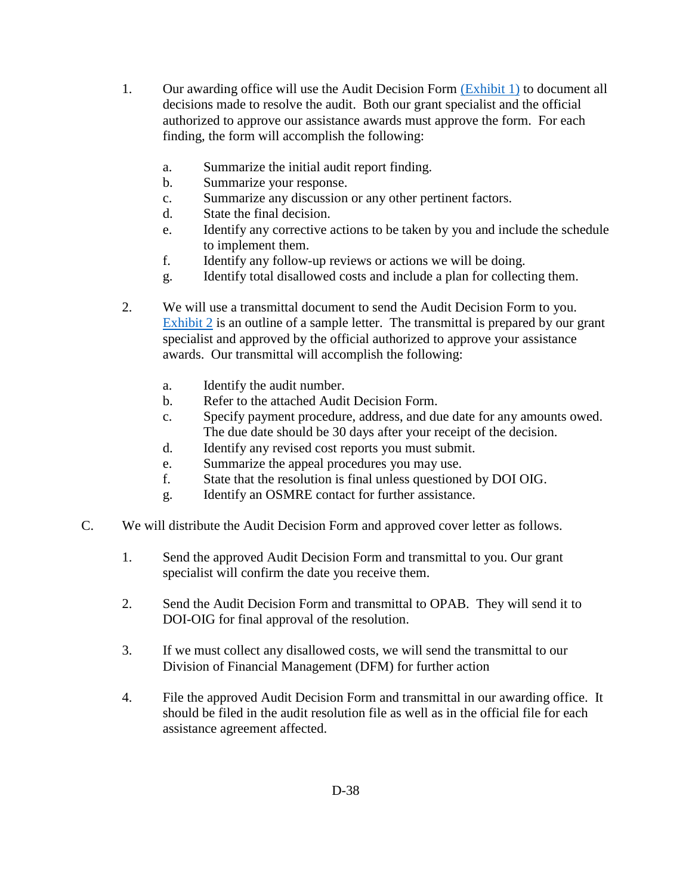1. Our awarding office will use the Audit Decision Form (Exhibit 1) to document all decisions made to resolve the audit. Both our grant specialist and the official authorized to approve our assistance awards must approve the form. For each finding, the form will accomplish the following:

   a. Summarize the initial audit report finding.
   b. Summarize your response.
   c. Summarize any discussion or any other pertinent factors.
   d. State the final decision.
   e. Identify any corrective actions to be taken by you and include the schedule to implement them.
   f. Identify any follow-up reviews or actions we will be doing.
   g. Identify total disallowed costs and include a plan for collecting them.

2. We will use a transmittal document to send the Audit Decision Form to you. Exhibit 2 is an outline of a sample letter. The transmittal is prepared by our grant specialist and approved by the official authorized to approve your assistance awards. Our transmittal will accomplish the following:

   a. Identify the audit number.
   b. Refer to the attached Audit Decision Form.
   c. Specify payment procedure, address, and due date for any amounts owed. The due date should be 30 days after your receipt of the decision.
   d. Identify any revised cost reports you must submit.
   e. Summarize the appeal procedures you may use.
   f. State that the resolution is final unless questioned by DOI OIG.
   g. Identify an OSMRE contact for further assistance.

C. We will distribute the Audit Decision Form and approved cover letter as follows.

   1. Send the approved Audit Decision Form and transmittal to you. Our grant specialist will confirm the date you receive them.

   2. Send the Audit Decision Form and transmittal to OPAB. They will send it to DOI-OIG for final approval of the resolution.

   3. If we must collect any disallowed costs, we will send the transmittal to our Division of Financial Management (DFM) for further action

   4. File the approved Audit Decision Form and transmittal in our awarding office. It should be filed in the audit resolution file as well as in the official file for each assistance agreement affected.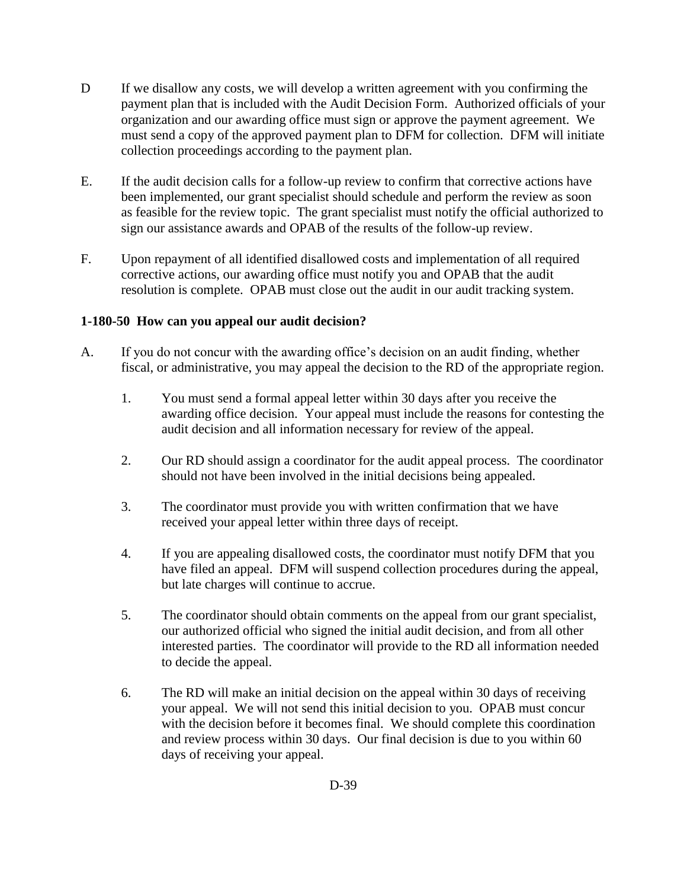D If we disallow any costs, we will develop a written agreement with you confirming the payment plan that is included with the Audit Decision Form. Authorized officials of your organization and our awarding office must sign or approve the payment agreement. We must send a copy of the approved payment plan to DFM for collection. DFM will initiate collection proceedings according to the payment plan.

E. If the audit decision calls for a follow-up review to confirm that corrective actions have been implemented, our grant specialist should schedule and perform the review as soon as feasible for the review topic. The grant specialist must notify the official authorized to sign our assistance awards and OPAB of the results of the follow-up review.

F. Upon repayment of all identified disallowed costs and implementation of all required corrective actions, our awarding office must notify you and OPAB that the audit resolution is complete. OPAB must close out the audit in our audit tracking system.

**1-180-50 How can you appeal our audit decision?**

A. If you do not concur with the awarding office's decision on an audit finding, whether fiscal, or administrative, you may appeal the decision to the RD of the appropriate region.

1. You must send a formal appeal letter within 30 days after you receive the awarding office decision. Your appeal must include the reasons for contesting the audit decision and all information necessary for review of the appeal.

2. Our RD should assign a coordinator for the audit appeal process. The coordinator should not have been involved in the initial decisions being appealed.

3. The coordinator must provide you with written confirmation that we have received your appeal letter within three days of receipt.

4. If you are appealing disallowed costs, the coordinator must notify DFM that you have filed an appeal. DFM will suspend collection procedures during the appeal, but late charges will continue to accrue.

5. The coordinator should obtain comments on the appeal from our grant specialist, our authorized official who signed the initial audit decision, and from all other interested parties. The coordinator will provide to the RD all information needed to decide the appeal.

6. The RD will make an initial decision on the appeal within 30 days of receiving your appeal. We will not send this initial decision to you. OPAB must concur with the decision before it becomes final. We should complete this coordination and review process within 30 days. Our final decision is due to you within 60 days of receiving your appeal.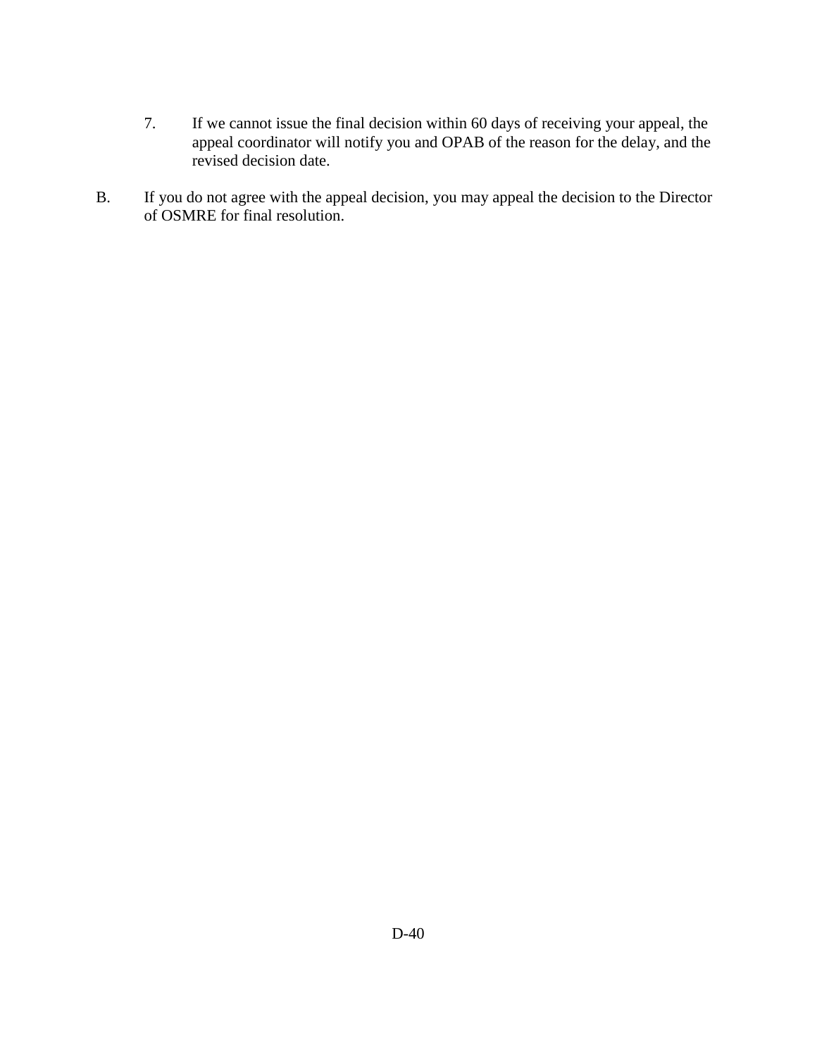7. If we cannot issue the final decision within 60 days of receiving your appeal, the appeal coordinator will notify you and OPAB of the reason for the delay, and the revised decision date.

B. If you do not agree with the appeal decision, you may appeal the decision to the Director of OSMRE for final resolution.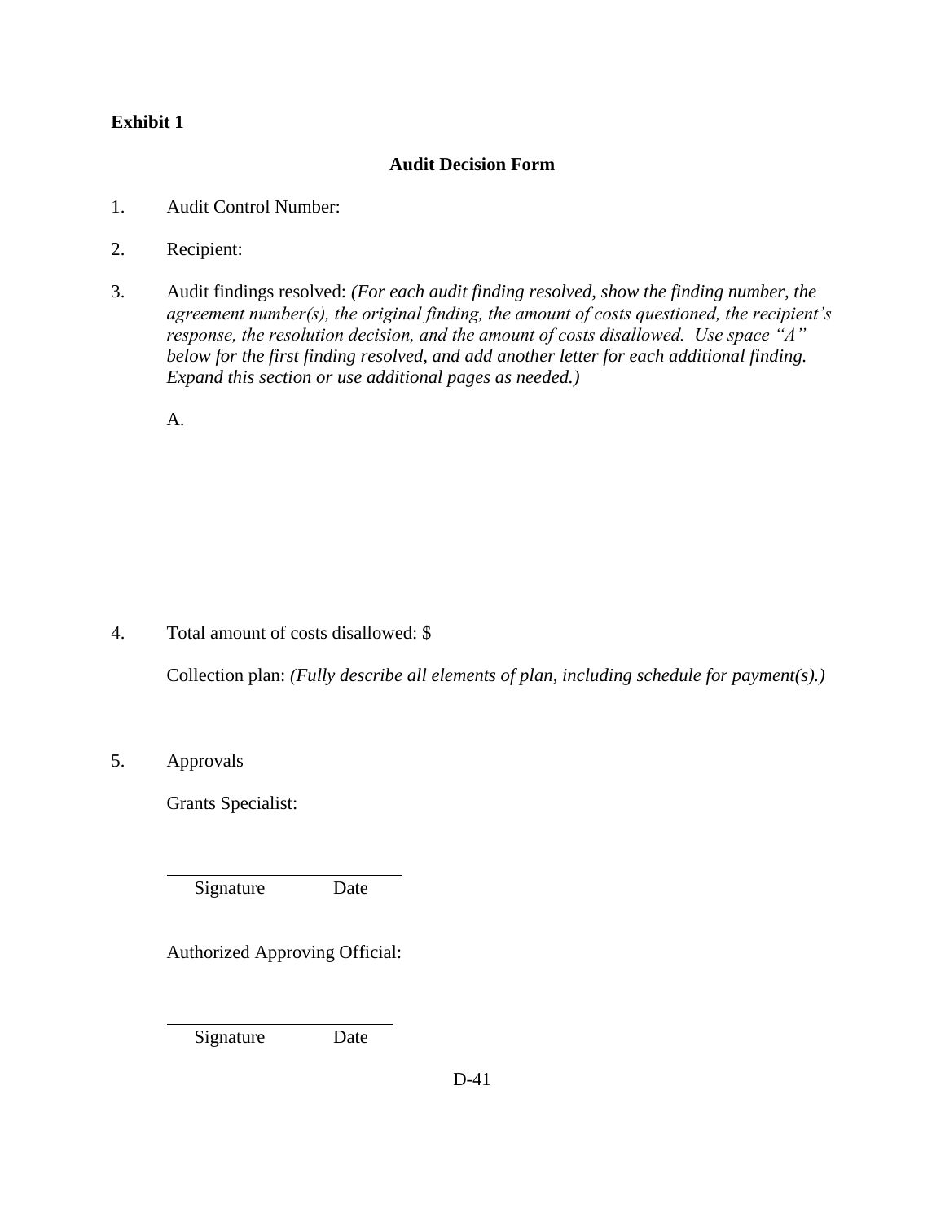**Exhibit 1**

**Audit Decision Form**

1. Audit Control Number:

2. Recipient:

3. Audit findings resolved: *(For each audit finding resolved, show the finding number, the agreement number(s), the original finding, the amount of costs questioned, the recipient's response, the resolution decision, and the amount of costs disallowed. Use space "A" below for the first finding resolved, and add another letter for each additional finding. Expand this section or use additional pages as needed.)*

   A.

4. Total amount of costs disallowed: $

   Collection plan: *(Fully describe all elements of plan, including schedule for payment(s).)*

5. Approvals

   Grants Specialist:

   ______________________________
   Signature Date

   Authorized Approving Official:

   ______________________________
   Signature Date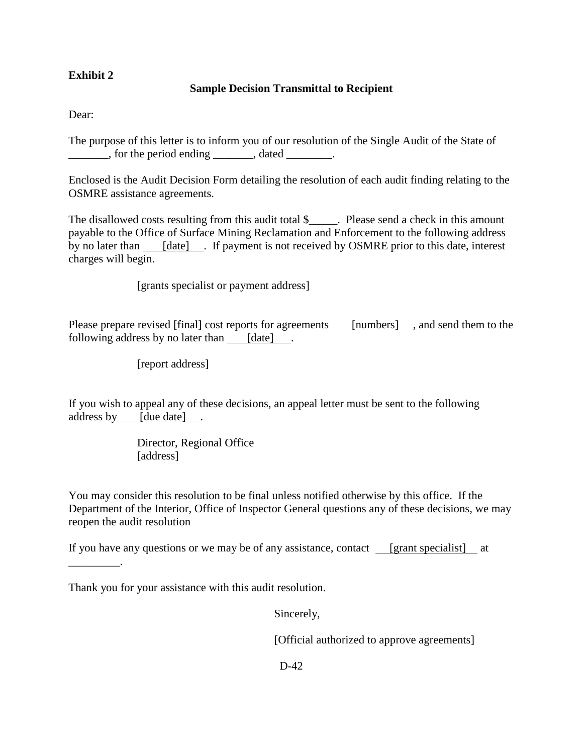**Exhibit 2**

**Sample Decision Transmittal to Recipient**

Dear:

The purpose of this letter is to inform you of our resolution of the Single Audit of the State of _______, for the period ending _______, dated ________.

Enclosed is the Audit Decision Form detailing the resolution of each audit finding relating to the OSMRE assistance agreements.

The disallowed costs resulting from this audit total $_____. Please send a check in this amount payable to the Office of Surface Mining Reclamation and Enforcement to the following address by no later than [date]. If payment is not received by OSMRE prior to this date, interest charges will begin.

[grants specialist or payment address]

Please prepare revised [final] cost reports for agreements [numbers], and send them to the following address by no later than [date].

[report address]

If you wish to appeal any of these decisions, an appeal letter must be sent to the following address by [due date].

Director, Regional Office
[address]

You may consider this resolution to be final unless notified otherwise by this office. If the Department of the Interior, Office of Inspector General questions any of these decisions, we may reopen the audit resolution

If you have any questions or we may be of any assistance, contact [grant specialist] at _________.

Thank you for your assistance with this audit resolution.

Sincerely,

[Official authorized to approve agreements]

D-42